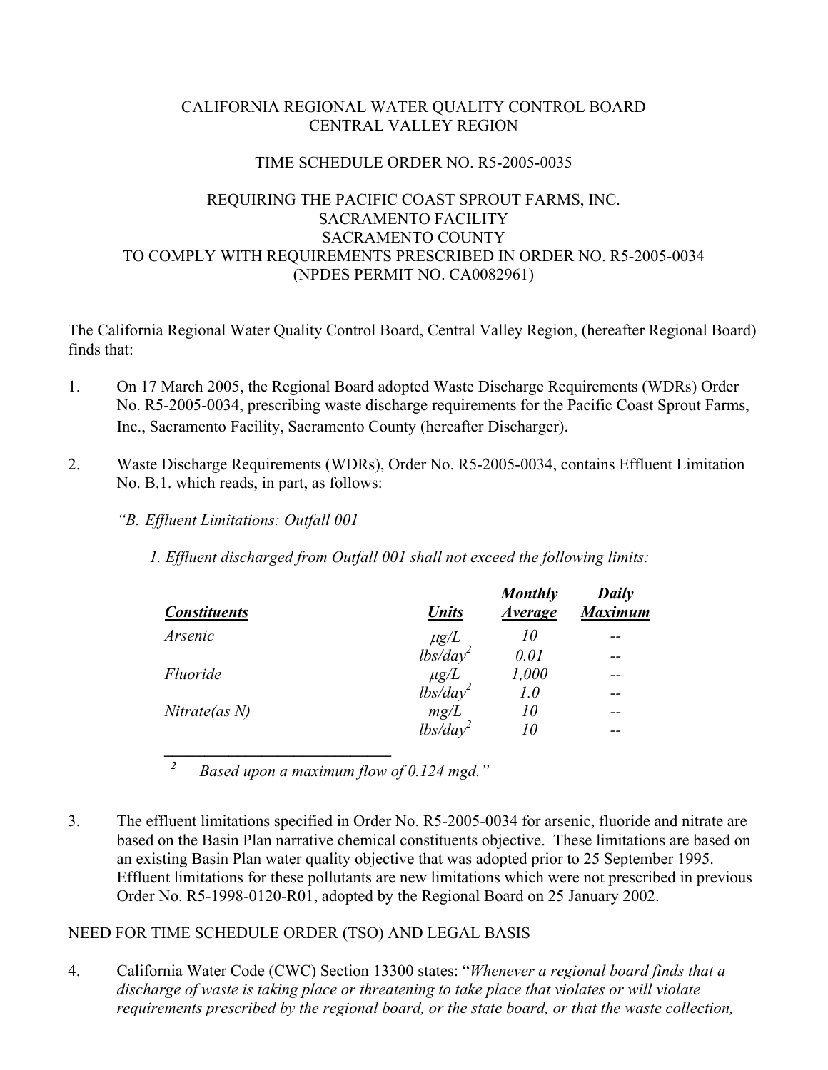CALIFORNIA REGIONAL WATER QUALITY CONTROL BOARD
CENTRAL VALLEY REGION

TIME SCHEDULE ORDER NO. R5-2005-0035

REQUIRING THE PACIFIC COAST SPROUT FARMS, INC.
SACRAMENTO FACILITY
SACRAMENTO COUNTY
TO COMPLY WITH REQUIREMENTS PRESCRIBED IN ORDER NO. R5-2005-0034
(NPDES PERMIT NO. CA0082961)

The California Regional Water Quality Control Board, Central Valley Region, (hereafter Regional Board) finds that:

1. On 17 March 2005, the Regional Board adopted Waste Discharge Requirements (WDRs) Order No. R5-2005-0034, prescribing waste discharge requirements for the Pacific Coast Sprout Farms, Inc., Sacramento Facility, Sacramento County (hereafter Discharger).

2. Waste Discharge Requirements (WDRs), Order No. R5-2005-0034, contains Effluent Limitation No. B.1. which reads, in part, as follows:

   *"B. Effluent Limitations: Outfall 001*

   *1. Effluent discharged from Outfall 001 shall not exceed the following limits:*

| ***Constituents*** | ***Units*** | ***Monthly Average*** | ***Daily Maximum*** |
|---|---|---|---|
| *Arsenic* | *μg/L* | *10* | -- |
| | *lbs/day*[2] | *0.01* | -- |
| *Fluoride* | *μg/L* | *1,000* | -- |
| | *lbs/day*[2] | *1.0* | -- |
| *Nitrate(as N)* | *mg/L* | *10* | -- |
| | *lbs/day*[2] | *10* | -- |

   [2] *Based upon a maximum flow of 0.124 mgd."*

3. The effluent limitations specified in Order No. R5-2005-0034 for arsenic, fluoride and nitrate are based on the Basin Plan narrative chemical constituents objective. These limitations are based on an existing Basin Plan water quality objective that was adopted prior to 25 September 1995. Effluent limitations for these pollutants are new limitations which were not prescribed in previous Order No. R5-1998-0120-R01, adopted by the Regional Board on 25 January 2002.

NEED FOR TIME SCHEDULE ORDER (TSO) AND LEGAL BASIS

4. California Water Code (CWC) Section 13300 states: "*Whenever a regional board finds that a discharge of waste is taking place or threatening to take place that violates or will violate requirements prescribed by the regional board, or the state board, or that the waste collection,*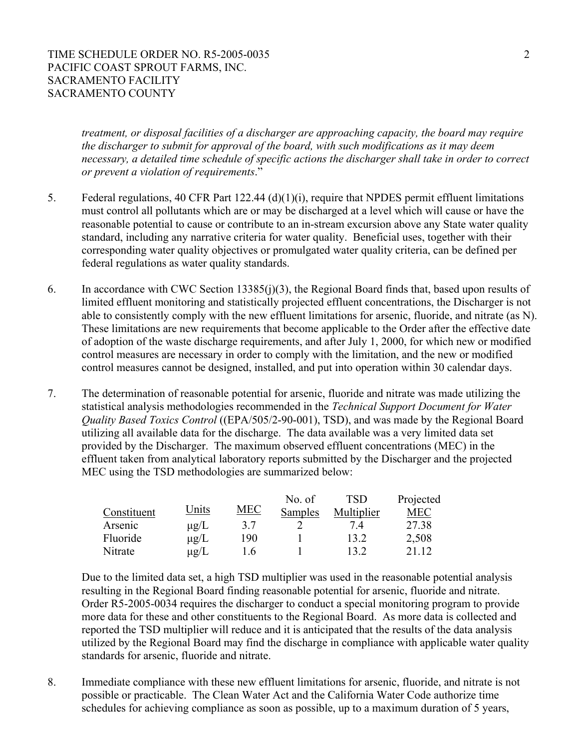*treatment, or disposal facilities of a discharger are approaching capacity, the board may require the discharger to submit for approval of the board, with such modifications as it may deem necessary, a detailed time schedule of specific actions the discharger shall take in order to correct or prevent a violation of requirements*."

5. Federal regulations, 40 CFR Part 122.44 (d)(1)(i), require that NPDES permit effluent limitations must control all pollutants which are or may be discharged at a level which will cause or have the reasonable potential to cause or contribute to an in-stream excursion above any State water quality standard, including any narrative criteria for water quality. Beneficial uses, together with their corresponding water quality objectives or promulgated water quality criteria, can be defined per federal regulations as water quality standards.

6. In accordance with CWC Section 13385(j)(3), the Regional Board finds that, based upon results of limited effluent monitoring and statistically projected effluent concentrations, the Discharger is not able to consistently comply with the new effluent limitations for arsenic, fluoride, and nitrate (as N). These limitations are new requirements that become applicable to the Order after the effective date of adoption of the waste discharge requirements, and after July 1, 2000, for which new or modified control measures are necessary in order to comply with the limitation, and the new or modified control measures cannot be designed, installed, and put into operation within 30 calendar days.

7. The determination of reasonable potential for arsenic, fluoride and nitrate was made utilizing the statistical analysis methodologies recommended in the *Technical Support Document for Water Quality Based Toxics Control* ((EPA/505/2-90-001), TSD), and was made by the Regional Board utilizing all available data for the discharge. The data available was a very limited data set provided by the Discharger. The maximum observed effluent concentrations (MEC) in the effluent taken from analytical laboratory reports submitted by the Discharger and the projected MEC using the TSD methodologies are summarized below:

| Constituent | Units | MEC | No. of Samples | TSD Multiplier | Projected MEC |
|---|---|---|---|---|---|
| Arsenic | μg/L | 3.7 | 2 | 7.4 | 27.38 |
| Fluoride | μg/L | 190 | 1 | 13.2 | 2,508 |
| Nitrate | μg/L | 1.6 | 1 | 13.2 | 21.12 |

   Due to the limited data set, a high TSD multiplier was used in the reasonable potential analysis resulting in the Regional Board finding reasonable potential for arsenic, fluoride and nitrate. Order R5-2005-0034 requires the discharger to conduct a special monitoring program to provide more data for these and other constituents to the Regional Board. As more data is collected and reported the TSD multiplier will reduce and it is anticipated that the results of the data analysis utilized by the Regional Board may find the discharge in compliance with applicable water quality standards for arsenic, fluoride and nitrate.

8. Immediate compliance with these new effluent limitations for arsenic, fluoride, and nitrate is not possible or practicable. The Clean Water Act and the California Water Code authorize time schedules for achieving compliance as soon as possible, up to a maximum duration of 5 years,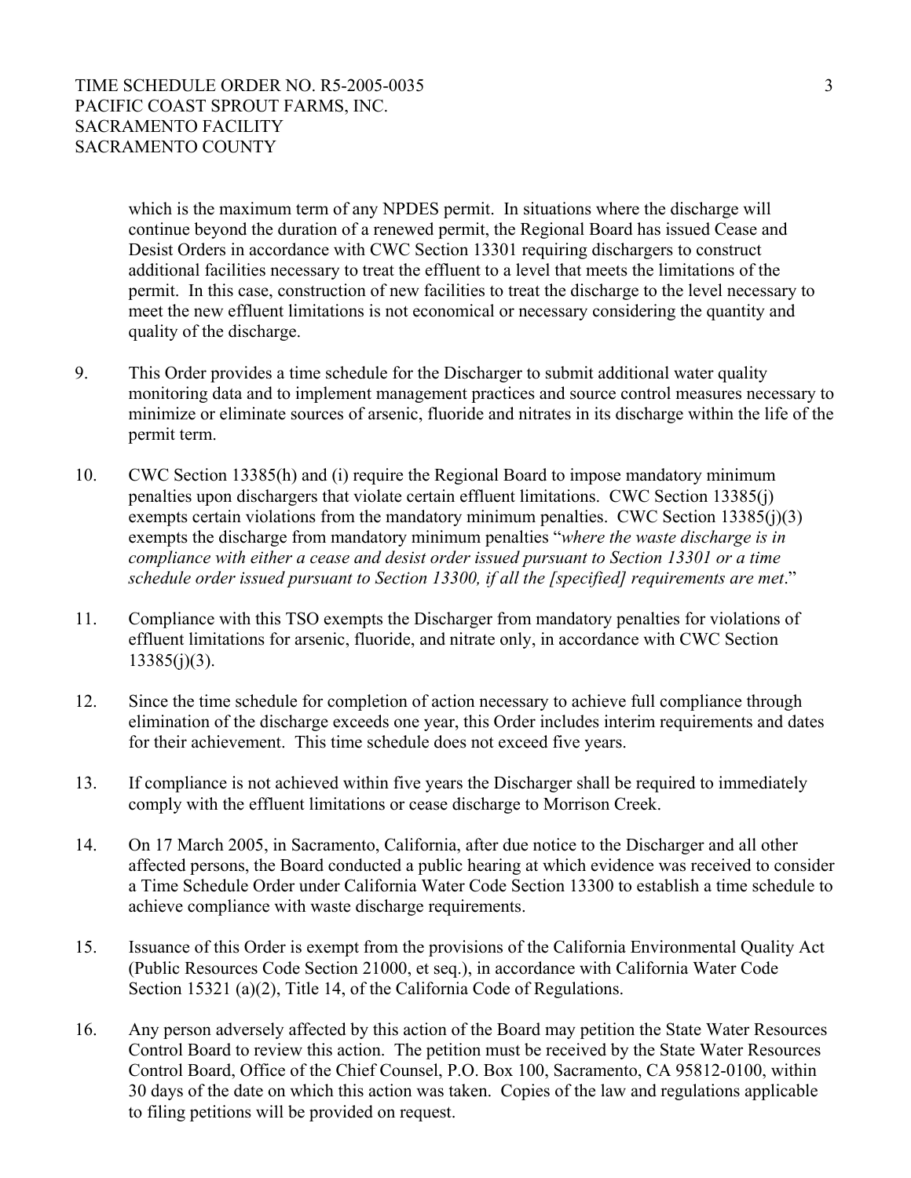which is the maximum term of any NPDES permit. In situations where the discharge will continue beyond the duration of a renewed permit, the Regional Board has issued Cease and Desist Orders in accordance with CWC Section 13301 requiring dischargers to construct additional facilities necessary to treat the effluent to a level that meets the limitations of the permit. In this case, construction of new facilities to treat the discharge to the level necessary to meet the new effluent limitations is not economical or necessary considering the quantity and quality of the discharge.

9. This Order provides a time schedule for the Discharger to submit additional water quality monitoring data and to implement management practices and source control measures necessary to minimize or eliminate sources of arsenic, fluoride and nitrates in its discharge within the life of the permit term.

10. CWC Section 13385(h) and (i) require the Regional Board to impose mandatory minimum penalties upon dischargers that violate certain effluent limitations. CWC Section 13385(j) exempts certain violations from the mandatory minimum penalties. CWC Section 13385(j)(3) exempts the discharge from mandatory minimum penalties "*where the waste discharge is in compliance with either a cease and desist order issued pursuant to Section 13301 or a time schedule order issued pursuant to Section 13300, if all the [specified] requirements are met*."

11. Compliance with this TSO exempts the Discharger from mandatory penalties for violations of effluent limitations for arsenic, fluoride, and nitrate only, in accordance with CWC Section 13385(j)(3).

12. Since the time schedule for completion of action necessary to achieve full compliance through elimination of the discharge exceeds one year, this Order includes interim requirements and dates for their achievement. This time schedule does not exceed five years.

13. If compliance is not achieved within five years the Discharger shall be required to immediately comply with the effluent limitations or cease discharge to Morrison Creek.

14. On 17 March 2005, in Sacramento, California, after due notice to the Discharger and all other affected persons, the Board conducted a public hearing at which evidence was received to consider a Time Schedule Order under California Water Code Section 13300 to establish a time schedule to achieve compliance with waste discharge requirements.

15. Issuance of this Order is exempt from the provisions of the California Environmental Quality Act (Public Resources Code Section 21000, et seq.), in accordance with California Water Code Section 15321 (a)(2), Title 14, of the California Code of Regulations.

16. Any person adversely affected by this action of the Board may petition the State Water Resources Control Board to review this action. The petition must be received by the State Water Resources Control Board, Office of the Chief Counsel, P.O. Box 100, Sacramento, CA 95812-0100, within 30 days of the date on which this action was taken. Copies of the law and regulations applicable to filing petitions will be provided on request.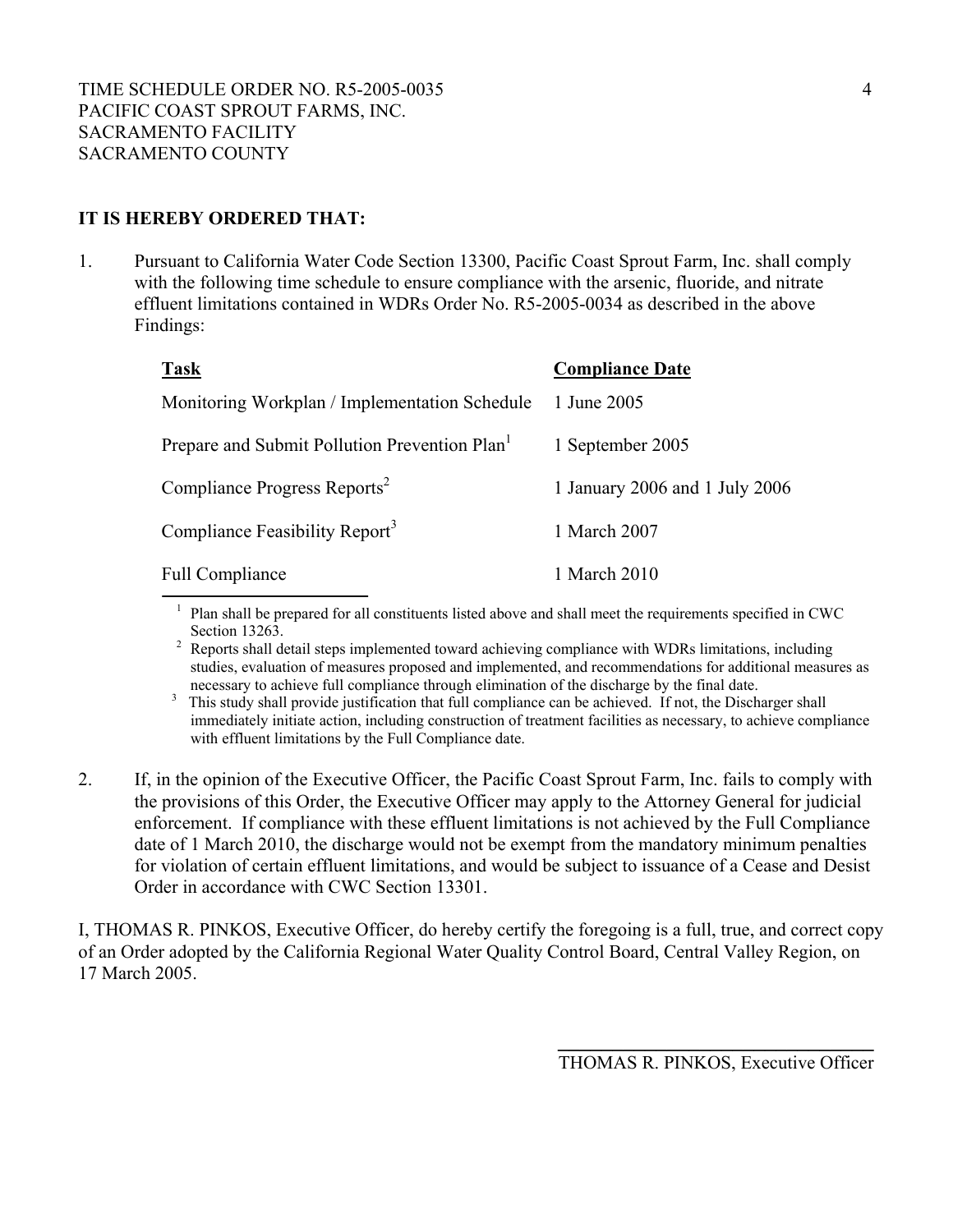**IT IS HEREBY ORDERED THAT:**

1. Pursuant to California Water Code Section 13300, Pacific Coast Sprout Farm, Inc. shall comply with the following time schedule to ensure compliance with the arsenic, fluoride, and nitrate effluent limitations contained in WDRs Order No. R5-2005-0034 as described in the above Findings:

| Task | Compliance Date |
|---|---|
| Monitoring Workplan / Implementation Schedule | 1 June 2005 |
| Prepare and Submit Pollution Prevention Plan[1] | 1 September 2005 |
| Compliance Progress Reports[2] | 1 January 2006 and 1 July 2006 |
| Compliance Feasibility Report[3] | 1 March 2007 |
| Full Compliance | 1 March 2010 |

[1] Plan shall be prepared for all constituents listed above and shall meet the requirements specified in CWC Section 13263.

[2] Reports shall detail steps implemented toward achieving compliance with WDRs limitations, including studies, evaluation of measures proposed and implemented, and recommendations for additional measures as necessary to achieve full compliance through elimination of the discharge by the final date.

[3] This study shall provide justification that full compliance can be achieved. If not, the Discharger shall immediately initiate action, including construction of treatment facilities as necessary, to achieve compliance with effluent limitations by the Full Compliance date.

2. If, in the opinion of the Executive Officer, the Pacific Coast Sprout Farm, Inc. fails to comply with the provisions of this Order, the Executive Officer may apply to the Attorney General for judicial enforcement. If compliance with these effluent limitations is not achieved by the Full Compliance date of 1 March 2010, the discharge would not be exempt from the mandatory minimum penalties for violation of certain effluent limitations, and would be subject to issuance of a Cease and Desist Order in accordance with CWC Section 13301.

I, THOMAS R. PINKOS, Executive Officer, do hereby certify the foregoing is a full, true, and correct copy of an Order adopted by the California Regional Water Quality Control Board, Central Valley Region, on 17 March 2005.

THOMAS R. PINKOS, Executive Officer